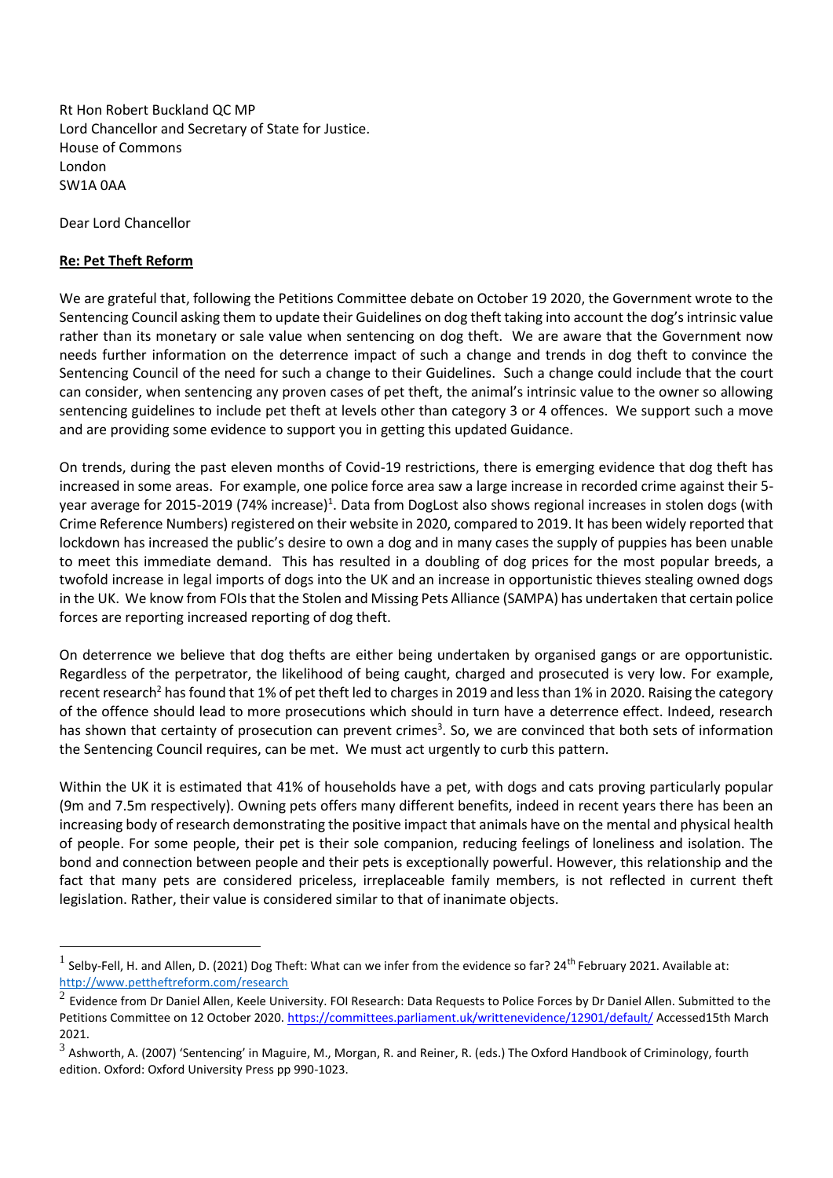Rt Hon Robert Buckland QC MP
Lord Chancellor and Secretary of State for Justice.
House of Commons
London
SW1A 0AA

Dear Lord Chancellor

**Re: Pet Theft Reform**

We are grateful that, following the Petitions Committee debate on October 19 2020, the Government wrote to the Sentencing Council asking them to update their Guidelines on dog theft taking into account the dog's intrinsic value rather than its monetary or sale value when sentencing on dog theft. We are aware that the Government now needs further information on the deterrence impact of such a change and trends in dog theft to convince the Sentencing Council of the need for such a change to their Guidelines. Such a change could include that the court can consider, when sentencing any proven cases of pet theft, the animal's intrinsic value to the owner so allowing sentencing guidelines to include pet theft at levels other than category 3 or 4 offences. We support such a move and are providing some evidence to support you in getting this updated Guidance.

On trends, during the past eleven months of Covid-19 restrictions, there is emerging evidence that dog theft has increased in some areas. For example, one police force area saw a large increase in recorded crime against their 5-year average for 2015-2019 (74% increase)[1]. Data from DogLost also shows regional increases in stolen dogs (with Crime Reference Numbers) registered on their website in 2020, compared to 2019. It has been widely reported that lockdown has increased the public's desire to own a dog and in many cases the supply of puppies has been unable to meet this immediate demand. This has resulted in a doubling of dog prices for the most popular breeds, a twofold increase in legal imports of dogs into the UK and an increase in opportunistic thieves stealing owned dogs in the UK. We know from FOIs that the Stolen and Missing Pets Alliance (SAMPA) has undertaken that certain police forces are reporting increased reporting of dog theft.

On deterrence we believe that dog thefts are either being undertaken by organised gangs or are opportunistic. Regardless of the perpetrator, the likelihood of being caught, charged and prosecuted is very low. For example, recent research[2] has found that 1% of pet theft led to charges in 2019 and less than 1% in 2020. Raising the category of the offence should lead to more prosecutions which should in turn have a deterrence effect. Indeed, research has shown that certainty of prosecution can prevent crimes[3]. So, we are convinced that both sets of information the Sentencing Council requires, can be met. We must act urgently to curb this pattern.

Within the UK it is estimated that 41% of households have a pet, with dogs and cats proving particularly popular (9m and 7.5m respectively). Owning pets offers many different benefits, indeed in recent years there has been an increasing body of research demonstrating the positive impact that animals have on the mental and physical health of people. For some people, their pet is their sole companion, reducing feelings of loneliness and isolation. The bond and connection between people and their pets is exceptionally powerful. However, this relationship and the fact that many pets are considered priceless, irreplaceable family members, is not reflected in current theft legislation. Rather, their value is considered similar to that of inanimate objects.

---

[1] Selby-Fell, H. and Allen, D. (2021) Dog Theft: What can we infer from the evidence so far? 24th February 2021. Available at: http://www.pettheftreform.com/research

[2] Evidence from Dr Daniel Allen, Keele University. FOI Research: Data Requests to Police Forces by Dr Daniel Allen. Submitted to the Petitions Committee on 12 October 2020. https://committees.parliament.uk/writtenevidence/12901/default/ Accessed15th March 2021.

[3] Ashworth, A. (2007) 'Sentencing' in Maguire, M., Morgan, R. and Reiner, R. (eds.) The Oxford Handbook of Criminology, fourth edition. Oxford: Oxford University Press pp 990-1023.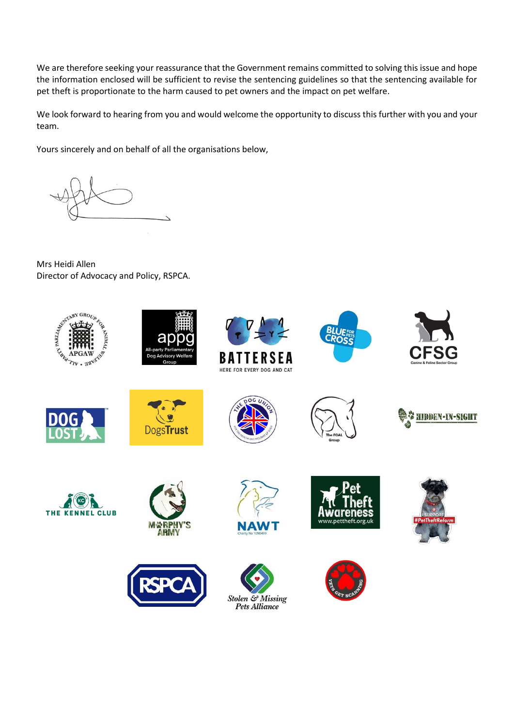We are therefore seeking your reassurance that the Government remains committed to solving this issue and hope the information enclosed will be sufficient to revise the sentencing guidelines so that the sentencing available for pet theft is proportionate to the harm caused to pet owners and the impact on pet welfare.

We look forward to hearing from you and would welcome the opportunity to discuss this further with you and your team.

Yours sincerely and on behalf of all the organisations below,

Mrs Heidi Allen
Director of Advocacy and Policy, RSPCA.